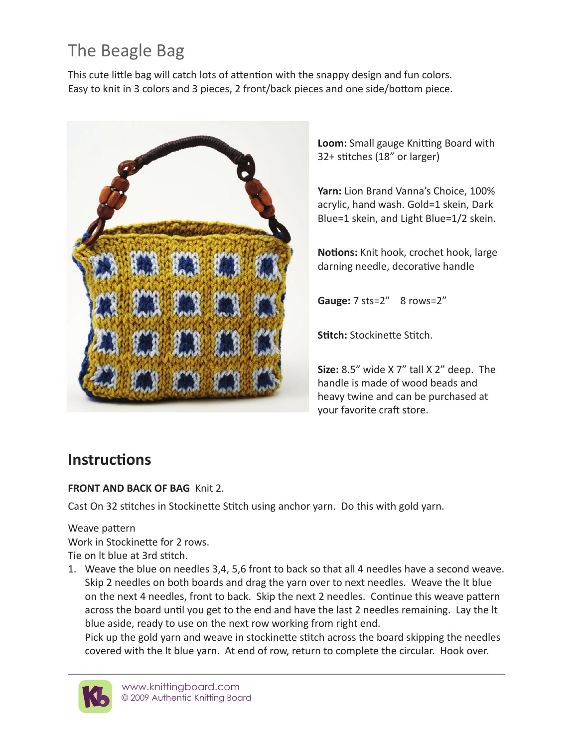# The Beagle Bag

This cute little bag will catch lots of attention with the snappy design and fun colors. Easy to knit in 3 colors and 3 pieces, 2 front/back pieces and one side/bottom piece.

**Loom:** Small gauge Knitting Board with 32+ stitches (18" or larger)

**Yarn:** Lion Brand Vanna's Choice, 100% acrylic, hand wash. Gold=1 skein, Dark Blue=1 skein, and Light Blue=1/2 skein.

**Notions:** Knit hook, crochet hook, large darning needle, decorative handle

**Gauge:** 7 sts=2" 8 rows=2"

**Stitch:** Stockinette Stitch.

**Size:** 8.5" wide X 7" tall X 2" deep. The handle is made of wood beads and heavy twine and can be purchased at your favorite craft store.

## Instructions

**FRONT AND BACK OF BAG** Knit 2.

Cast On 32 stitches in Stockinette Stitch using anchor yarn. Do this with gold yarn.

Weave pattern
Work in Stockinette for 2 rows.
Tie on lt blue at 3rd stitch.

1. Weave the blue on needles 3,4, 5,6 front to back so that all 4 needles have a second weave. Skip 2 needles on both boards and drag the yarn over to next needles. Weave the lt blue on the next 4 needles, front to back. Skip the next 2 needles. Continue this weave pattern across the board until you get to the end and have the last 2 needles remaining. Lay the lt blue aside, ready to use on the next row working from right end.
   Pick up the gold yarn and weave in stockinette stitch across the board skipping the needles covered with the lt blue yarn. At end of row, return to complete the circular. Hook over.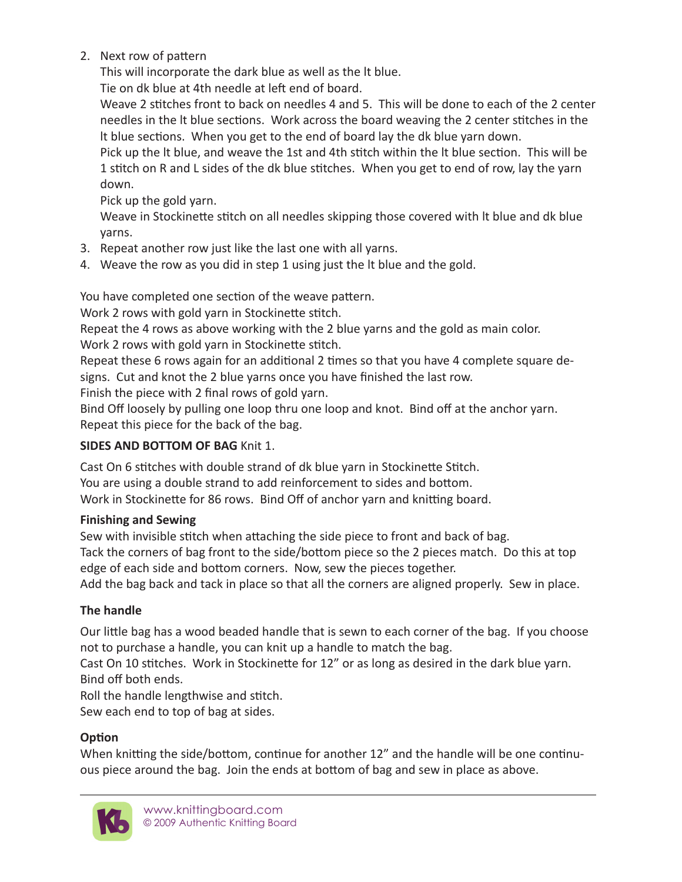2. Next row of pattern
   This will incorporate the dark blue as well as the lt blue.
   Tie on dk blue at 4th needle at left end of board.
   Weave 2 stitches front to back on needles 4 and 5. This will be done to each of the 2 center needles in the lt blue sections. Work across the board weaving the 2 center stitches in the lt blue sections. When you get to the end of board lay the dk blue yarn down.
   Pick up the lt blue, and weave the 1st and 4th stitch within the lt blue section. This will be 1 stitch on R and L sides of the dk blue stitches. When you get to end of row, lay the yarn down.
   Pick up the gold yarn.
   Weave in Stockinette stitch on all needles skipping those covered with lt blue and dk blue yarns.
3. Repeat another row just like the last one with all yarns.
4. Weave the row as you did in step 1 using just the lt blue and the gold.

You have completed one section of the weave pattern.
Work 2 rows with gold yarn in Stockinette stitch.
Repeat the 4 rows as above working with the 2 blue yarns and the gold as main color.
Work 2 rows with gold yarn in Stockinette stitch.
Repeat these 6 rows again for an additional 2 times so that you have 4 complete square designs. Cut and knot the 2 blue yarns once you have finished the last row.
Finish the piece with 2 final rows of gold yarn.
Bind Off loosely by pulling one loop thru one loop and knot. Bind off at the anchor yarn.
Repeat this piece for the back of the bag.

**SIDES AND BOTTOM OF BAG** Knit 1.

Cast On 6 stitches with double strand of dk blue yarn in Stockinette Stitch.
You are using a double strand to add reinforcement to sides and bottom.
Work in Stockinette for 86 rows. Bind Off of anchor yarn and knitting board.

**Finishing and Sewing**

Sew with invisible stitch when attaching the side piece to front and back of bag.
Tack the corners of bag front to the side/bottom piece so the 2 pieces match. Do this at top edge of each side and bottom corners. Now, sew the pieces together.
Add the bag back and tack in place so that all the corners are aligned properly. Sew in place.

**The handle**

Our little bag has a wood beaded handle that is sewn to each corner of the bag. If you choose not to purchase a handle, you can knit up a handle to match the bag.
Cast On 10 stitches. Work in Stockinette for 12" or as long as desired in the dark blue yarn.
Bind off both ends.
Roll the handle lengthwise and stitch.
Sew each end to top of bag at sides.

**Option**

When knitting the side/bottom, continue for another 12" and the handle will be one continuous piece around the bag. Join the ends at bottom of bag and sew in place as above.